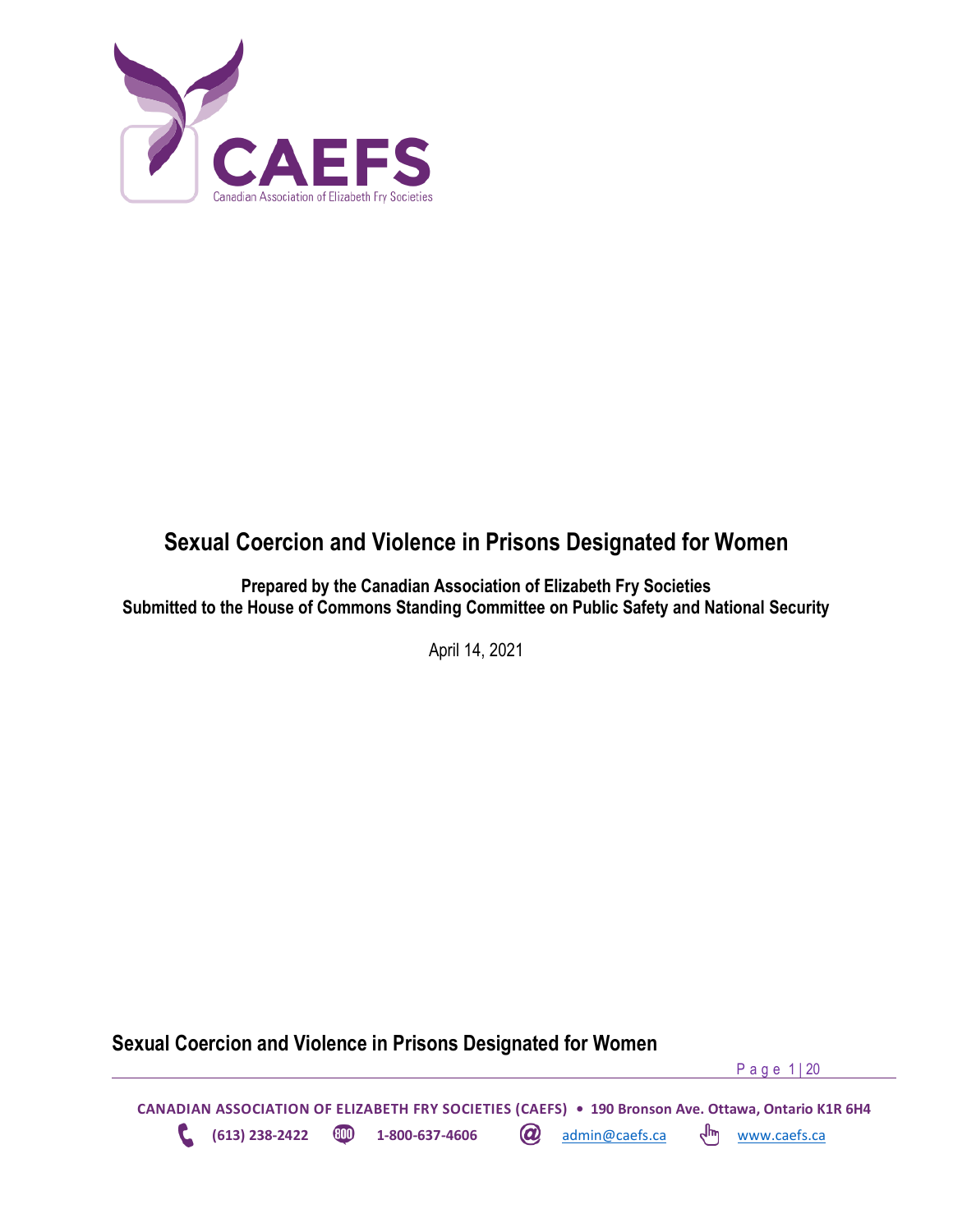CAEFS

Canadian Association of Elizabeth Fry Societies

# Sexual Coercion and Violence in Prisons Designated for Women

**Prepared by the Canadian Association of Elizabeth Fry Societies**
**Submitted to the House of Commons Standing Committee on Public Safety and National Security**

April 14, 2021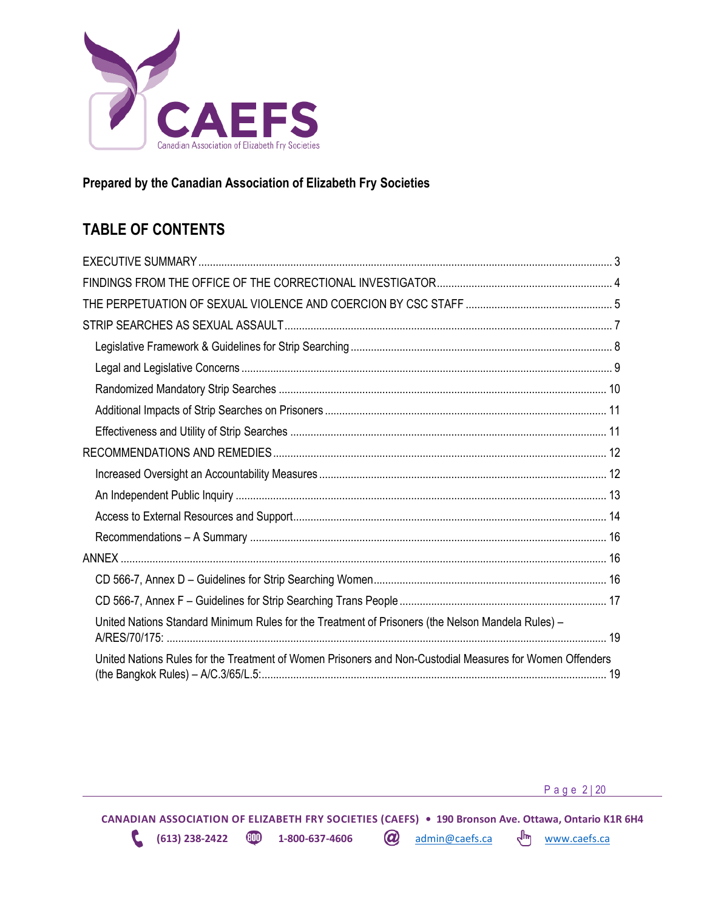**Prepared by the Canadian Association of Elizabeth Fry Societies**

## TABLE OF CONTENTS

EXECUTIVE SUMMARY ..... 3
FINDINGS FROM THE OFFICE OF THE CORRECTIONAL INVESTIGATOR ..... 4
THE PERPETUATION OF SEXUAL VIOLENCE AND COERCION BY CSC STAFF ..... 5
STRIP SEARCHES AS SEXUAL ASSAULT ..... 7
- Legislative Framework & Guidelines for Strip Searching ..... 8
- Legal and Legislative Concerns ..... 9
- Randomized Mandatory Strip Searches ..... 10
- Additional Impacts of Strip Searches on Prisoners ..... 11
- Effectiveness and Utility of Strip Searches ..... 11

RECOMMENDATIONS AND REMEDIES ..... 12
- Increased Oversight an Accountability Measures ..... 12
- An Independent Public Inquiry ..... 13
- Access to External Resources and Support ..... 14
- Recommendations – A Summary ..... 16

ANNEX ..... 16
- CD 566-7, Annex D – Guidelines for Strip Searching Women ..... 16
- CD 566-7, Annex F – Guidelines for Strip Searching Trans People ..... 17
- United Nations Standard Minimum Rules for the Treatment of Prisoners (the Nelson Mandela Rules) – A/RES/70/175: ..... 19
- United Nations Rules for the Treatment of Women Prisoners and Non-Custodial Measures for Women Offenders (the Bangkok Rules) – A/C.3/65/L.5: ..... 19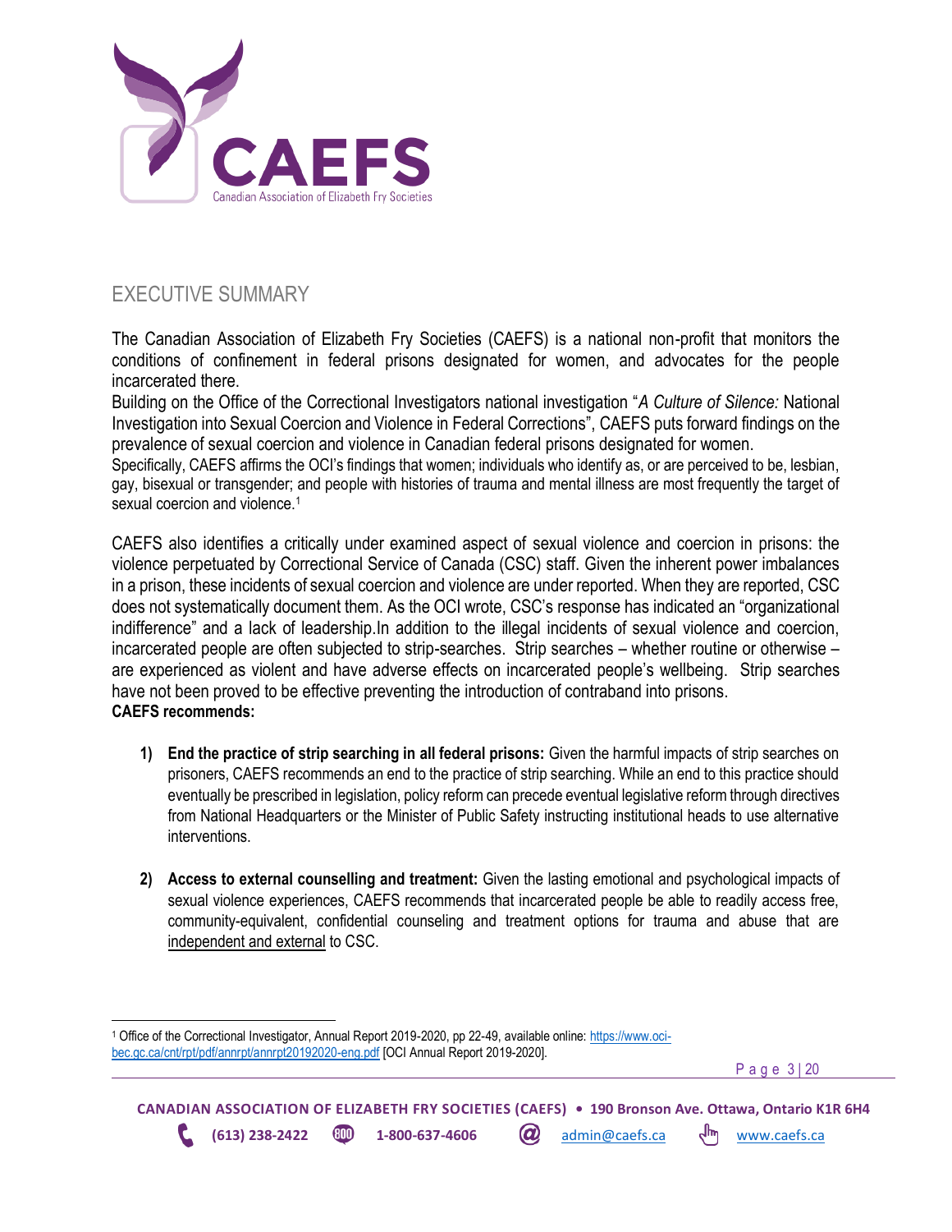## EXECUTIVE SUMMARY

The Canadian Association of Elizabeth Fry Societies (CAEFS) is a national non-profit that monitors the conditions of confinement in federal prisons designated for women, and advocates for the people incarcerated there.

Building on the Office of the Correctional Investigators national investigation "*A Culture of Silence:* National Investigation into Sexual Coercion and Violence in Federal Corrections", CAEFS puts forward findings on the prevalence of sexual coercion and violence in Canadian federal prisons designated for women.

Specifically, CAEFS affirms the OCI's findings that women; individuals who identify as, or are perceived to be, lesbian, gay, bisexual or transgender; and people with histories of trauma and mental illness are most frequently the target of sexual coercion and violence.[1]

CAEFS also identifies a critically under examined aspect of sexual violence and coercion in prisons: the violence perpetuated by Correctional Service of Canada (CSC) staff. Given the inherent power imbalances in a prison, these incidents of sexual coercion and violence are under reported. When they are reported, CSC does not systematically document them. As the OCI wrote, CSC's response has indicated an "organizational indifference" and a lack of leadership.In addition to the illegal incidents of sexual violence and coercion, incarcerated people are often subjected to strip-searches. Strip searches – whether routine or otherwise – are experienced as violent and have adverse effects on incarcerated people's wellbeing. Strip searches have not been proved to be effective preventing the introduction of contraband into prisons.

**CAEFS recommends:**

1) **End the practice of strip searching in all federal prisons:** Given the harmful impacts of strip searches on prisoners, CAEFS recommends an end to the practice of strip searching. While an end to this practice should eventually be prescribed in legislation, policy reform can precede eventual legislative reform through directives from National Headquarters or the Minister of Public Safety instructing institutional heads to use alternative interventions.

2) **Access to external counselling and treatment:** Given the lasting emotional and psychological impacts of sexual violence experiences, CAEFS recommends that incarcerated people be able to readily access free, community-equivalent, confidential counseling and treatment options for trauma and abuse that are independent and external to CSC.

---

[1] Office of the Correctional Investigator, Annual Report 2019-2020, pp 22-49, available online: https://www.oci-bec.gc.ca/cnt/rpt/pdf/annrpt/annrpt20192020-eng.pdf [OCI Annual Report 2019-2020].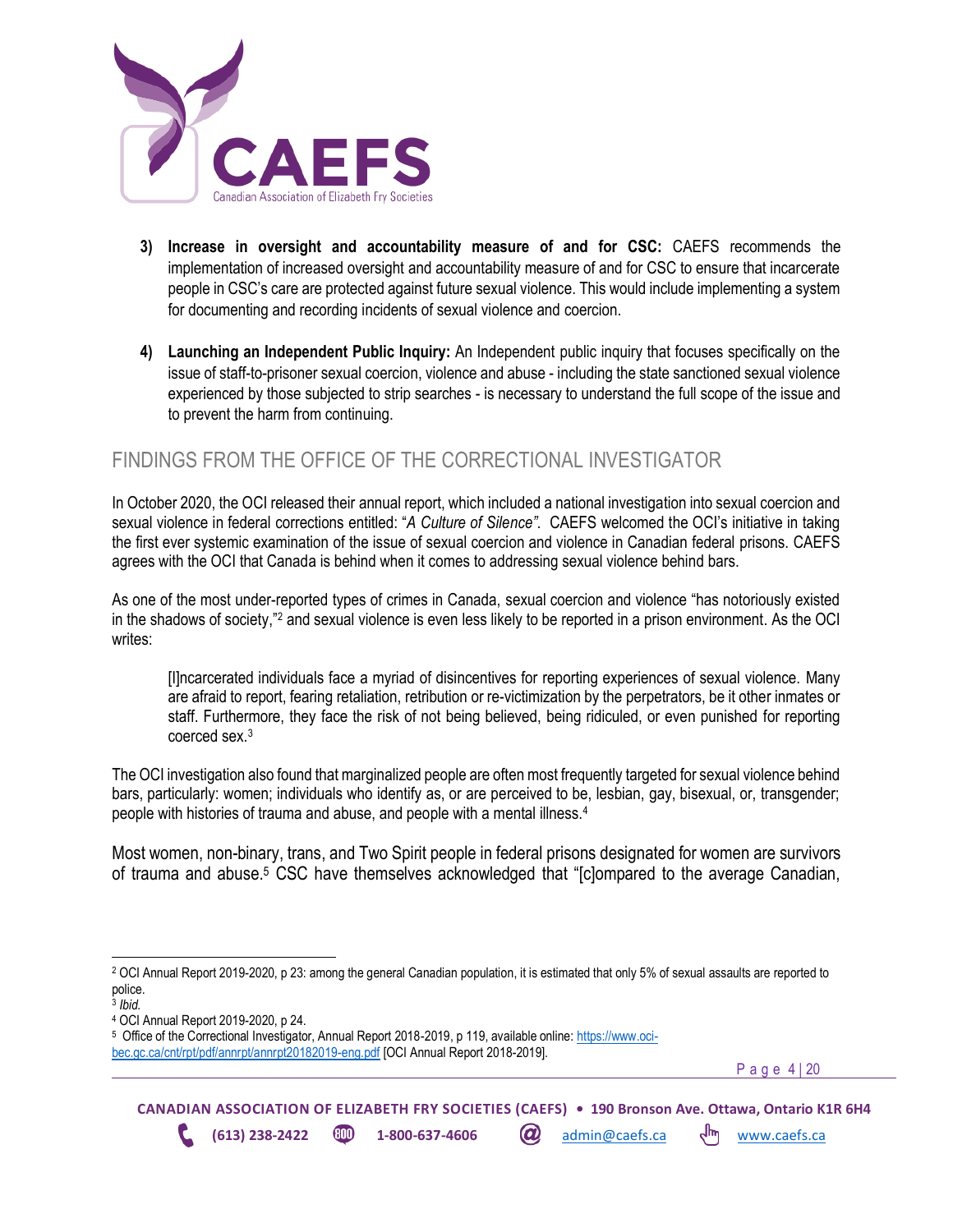3) **Increase in oversight and accountability measure of and for CSC:** CAEFS recommends the implementation of increased oversight and accountability measure of and for CSC to ensure that incarcerate people in CSC's care are protected against future sexual violence. This would include implementing a system for documenting and recording incidents of sexual violence and coercion.

4) **Launching an Independent Public Inquiry:** An Independent public inquiry that focuses specifically on the issue of staff-to-prisoner sexual coercion, violence and abuse - including the state sanctioned sexual violence experienced by those subjected to strip searches - is necessary to understand the full scope of the issue and to prevent the harm from continuing.

## FINDINGS FROM THE OFFICE OF THE CORRECTIONAL INVESTIGATOR

In October 2020, the OCI released their annual report, which included a national investigation into sexual coercion and sexual violence in federal corrections entitled: "*A Culture of Silence*". CAEFS welcomed the OCI's initiative in taking the first ever systemic examination of the issue of sexual coercion and violence in Canadian federal prisons. CAEFS agrees with the OCI that Canada is behind when it comes to addressing sexual violence behind bars.

As one of the most under-reported types of crimes in Canada, sexual coercion and violence "has notoriously existed in the shadows of society,"[2] and sexual violence is even less likely to be reported in a prison environment. As the OCI writes:

> [I]ncarcerated individuals face a myriad of disincentives for reporting experiences of sexual violence. Many are afraid to report, fearing retaliation, retribution or re-victimization by the perpetrators, be it other inmates or staff. Furthermore, they face the risk of not being believed, being ridiculed, or even punished for reporting coerced sex.[3]

The OCI investigation also found that marginalized people are often most frequently targeted for sexual violence behind bars, particularly: women; individuals who identify as, or are perceived to be, lesbian, gay, bisexual, or, transgender; people with histories of trauma and abuse, and people with a mental illness.[4]

Most women, non-binary, trans, and Two Spirit people in federal prisons designated for women are survivors of trauma and abuse.[5] CSC have themselves acknowledged that "[c]ompared to the average Canadian,

---

[2] OCI Annual Report 2019-2020, p 23: among the general Canadian population, it is estimated that only 5% of sexual assaults are reported to police.

[3] *Ibid.*

[4] OCI Annual Report 2019-2020, p 24.

[5] Office of the Correctional Investigator, Annual Report 2018-2019, p 119, available online: https://www.oci-bec.gc.ca/cnt/rpt/pdf/annrpt/annrpt20182019-eng.pdf [OCI Annual Report 2018-2019].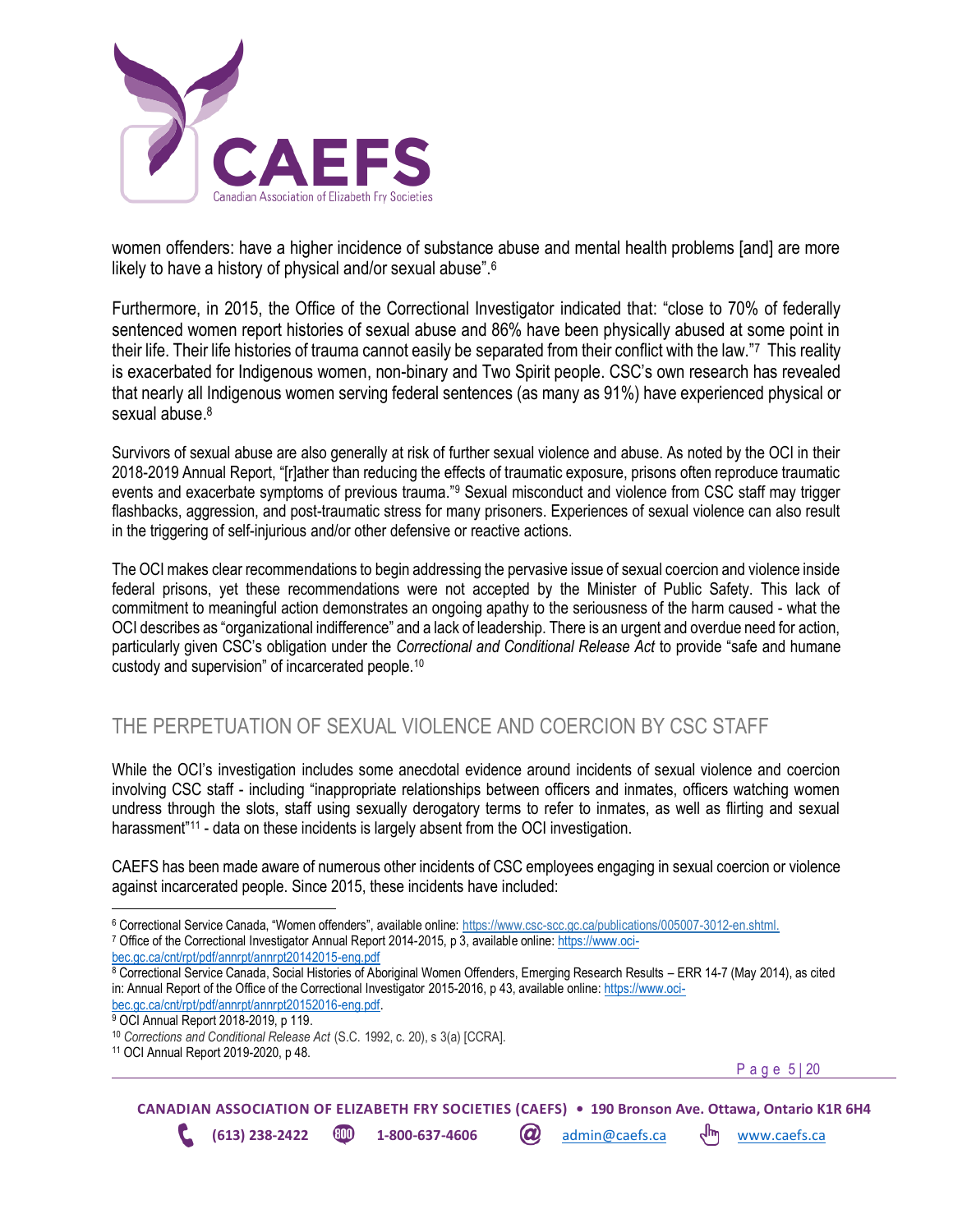women offenders: have a higher incidence of substance abuse and mental health problems [and] are more likely to have a history of physical and/or sexual abuse".[6]

Furthermore, in 2015, the Office of the Correctional Investigator indicated that: "close to 70% of federally sentenced women report histories of sexual abuse and 86% have been physically abused at some point in their life. Their life histories of trauma cannot easily be separated from their conflict with the law."[7] This reality is exacerbated for Indigenous women, non-binary and Two Spirit people. CSC's own research has revealed that nearly all Indigenous women serving federal sentences (as many as 91%) have experienced physical or sexual abuse.[8]

Survivors of sexual abuse are also generally at risk of further sexual violence and abuse. As noted by the OCI in their 2018-2019 Annual Report, "[r]ather than reducing the effects of traumatic exposure, prisons often reproduce traumatic events and exacerbate symptoms of previous trauma."[9] Sexual misconduct and violence from CSC staff may trigger flashbacks, aggression, and post-traumatic stress for many prisoners. Experiences of sexual violence can also result in the triggering of self-injurious and/or other defensive or reactive actions.

The OCI makes clear recommendations to begin addressing the pervasive issue of sexual coercion and violence inside federal prisons, yet these recommendations were not accepted by the Minister of Public Safety. This lack of commitment to meaningful action demonstrates an ongoing apathy to the seriousness of the harm caused - what the OCI describes as "organizational indifference" and a lack of leadership. There is an urgent and overdue need for action, particularly given CSC's obligation under the *Correctional and Conditional Release Act* to provide "safe and humane custody and supervision" of incarcerated people.[10]

## THE PERPETUATION OF SEXUAL VIOLENCE AND COERCION BY CSC STAFF

While the OCI's investigation includes some anecdotal evidence around incidents of sexual violence and coercion involving CSC staff - including "inappropriate relationships between officers and inmates, officers watching women undress through the slots, staff using sexually derogatory terms to refer to inmates, as well as flirting and sexual harassment"[11] - data on these incidents is largely absent from the OCI investigation.

CAEFS has been made aware of numerous other incidents of CSC employees engaging in sexual coercion or violence against incarcerated people. Since 2015, these incidents have included:

---

[6] Correctional Service Canada, "Women offenders", available online: https://www.csc-scc.gc.ca/publications/005007-3012-en.shtml.

[7] Office of the Correctional Investigator Annual Report 2014-2015, p 3, available online: https://www.oci-bec.gc.ca/cnt/rpt/pdf/annrpt/annrpt20142015-eng.pdf

[8] Correctional Service Canada, Social Histories of Aboriginal Women Offenders, Emerging Research Results – ERR 14-7 (May 2014), as cited in: Annual Report of the Office of the Correctional Investigator 2015-2016, p 43, available online: https://www.oci-bec.gc.ca/cnt/rpt/pdf/annrpt/annrpt20152016-eng.pdf.

[9] OCI Annual Report 2018-2019, p 119.

[10] *Corrections and Conditional Release Act* (S.C. 1992, c. 20), s 3(a) [CCRA].

[11] OCI Annual Report 2019-2020, p 48.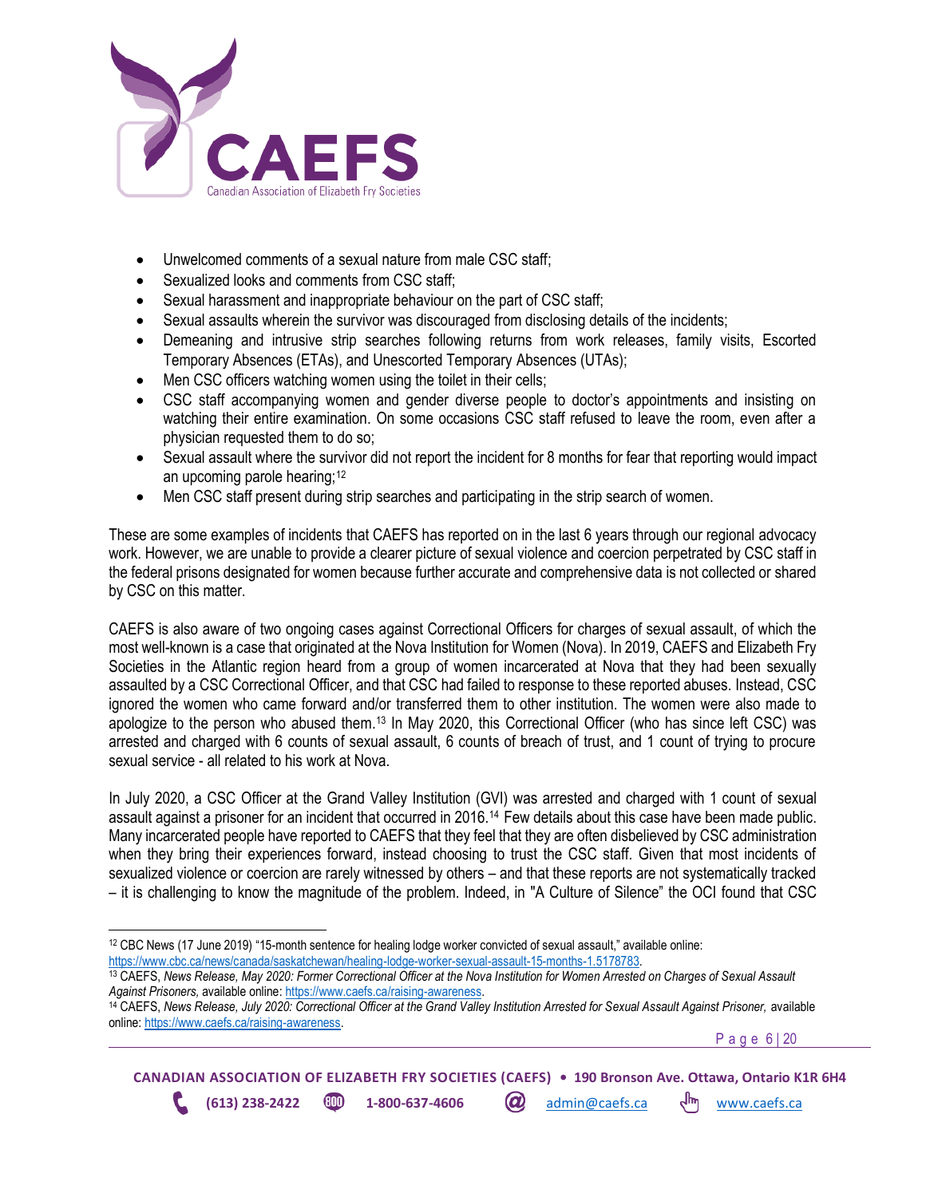- Unwelcomed comments of a sexual nature from male CSC staff;
- Sexualized looks and comments from CSC staff;
- Sexual harassment and inappropriate behaviour on the part of CSC staff;
- Sexual assaults wherein the survivor was discouraged from disclosing details of the incidents;
- Demeaning and intrusive strip searches following returns from work releases, family visits, Escorted Temporary Absences (ETAs), and Unescorted Temporary Absences (UTAs);
- Men CSC officers watching women using the toilet in their cells;
- CSC staff accompanying women and gender diverse people to doctor's appointments and insisting on watching their entire examination. On some occasions CSC staff refused to leave the room, even after a physician requested them to do so;
- Sexual assault where the survivor did not report the incident for 8 months for fear that reporting would impact an upcoming parole hearing;[12]
- Men CSC staff present during strip searches and participating in the strip search of women.

These are some examples of incidents that CAEFS has reported on in the last 6 years through our regional advocacy work. However, we are unable to provide a clearer picture of sexual violence and coercion perpetrated by CSC staff in the federal prisons designated for women because further accurate and comprehensive data is not collected or shared by CSC on this matter.

CAEFS is also aware of two ongoing cases against Correctional Officers for charges of sexual assault, of which the most well-known is a case that originated at the Nova Institution for Women (Nova). In 2019, CAEFS and Elizabeth Fry Societies in the Atlantic region heard from a group of women incarcerated at Nova that they had been sexually assaulted by a CSC Correctional Officer, and that CSC had failed to response to these reported abuses. Instead, CSC ignored the women who came forward and/or transferred them to other institution. The women were also made to apologize to the person who abused them.[13] In May 2020, this Correctional Officer (who has since left CSC) was arrested and charged with 6 counts of sexual assault, 6 counts of breach of trust, and 1 count of trying to procure sexual service - all related to his work at Nova.

In July 2020, a CSC Officer at the Grand Valley Institution (GVI) was arrested and charged with 1 count of sexual assault against a prisoner for an incident that occurred in 2016.[14] Few details about this case have been made public. Many incarcerated people have reported to CAEFS that they feel that they are often disbelieved by CSC administration when they bring their experiences forward, instead choosing to trust the CSC staff. Given that most incidents of sexualized violence or coercion are rarely witnessed by others – and that these reports are not systematically tracked – it is challenging to know the magnitude of the problem. Indeed, in "A Culture of Silence" the OCI found that CSC

---

[12] CBC News (17 June 2019) "15-month sentence for healing lodge worker convicted of sexual assault," available online: https://www.cbc.ca/news/canada/saskatchewan/healing-lodge-worker-sexual-assault-15-months-1.5178783.

[13] CAEFS, *News Release, May 2020: Former Correctional Officer at the Nova Institution for Women Arrested on Charges of Sexual Assault Against Prisoners,* available online: https://www.caefs.ca/raising-awareness.

[14] CAEFS, *News Release, July 2020: Correctional Officer at the Grand Valley Institution Arrested for Sexual Assault Against Prisoner,* available online: https://www.caefs.ca/raising-awareness.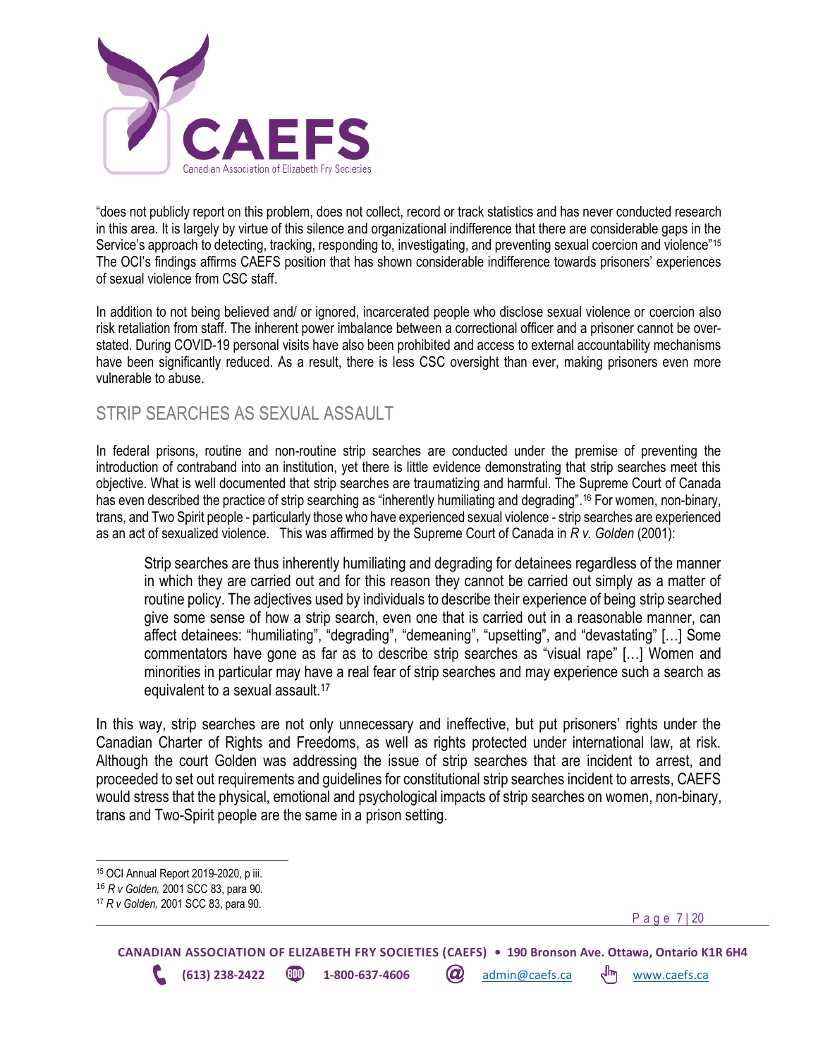"does not publicly report on this problem, does not collect, record or track statistics and has never conducted research in this area. It is largely by virtue of this silence and organizational indifference that there are considerable gaps in the Service's approach to detecting, tracking, responding to, investigating, and preventing sexual coercion and violence"[15] The OCI's findings affirms CAEFS position that has shown considerable indifference towards prisoners' experiences of sexual violence from CSC staff.

In addition to not being believed and/ or ignored, incarcerated people who disclose sexual violence or coercion also risk retaliation from staff. The inherent power imbalance between a correctional officer and a prisoner cannot be over-stated. During COVID-19 personal visits have also been prohibited and access to external accountability mechanisms have been significantly reduced. As a result, there is less CSC oversight than ever, making prisoners even more vulnerable to abuse.

## STRIP SEARCHES AS SEXUAL ASSAULT

In federal prisons, routine and non-routine strip searches are conducted under the premise of preventing the introduction of contraband into an institution, yet there is little evidence demonstrating that strip searches meet this objective. What is well documented that strip searches are traumatizing and harmful. The Supreme Court of Canada has even described the practice of strip searching as "inherently humiliating and degrading".[16] For women, non-binary, trans, and Two Spirit people - particularly those who have experienced sexual violence - strip searches are experienced as an act of sexualized violence. This was affirmed by the Supreme Court of Canada in *R v. Golden* (2001):

> Strip searches are thus inherently humiliating and degrading for detainees regardless of the manner in which they are carried out and for this reason they cannot be carried out simply as a matter of routine policy. The adjectives used by individuals to describe their experience of being strip searched give some sense of how a strip search, even one that is carried out in a reasonable manner, can affect detainees: "humiliating", "degrading", "demeaning", "upsetting", and "devastating" […] Some commentators have gone as far as to describe strip searches as "visual rape" […] Women and minorities in particular may have a real fear of strip searches and may experience such a search as equivalent to a sexual assault.[17]

In this way, strip searches are not only unnecessary and ineffective, but put prisoners' rights under the Canadian Charter of Rights and Freedoms, as well as rights protected under international law, at risk. Although the court Golden was addressing the issue of strip searches that are incident to arrest, and proceeded to set out requirements and guidelines for constitutional strip searches incident to arrests, CAEFS would stress that the physical, emotional and psychological impacts of strip searches on women, non-binary, trans and Two-Spirit people are the same in a prison setting.

---

[15] OCI Annual Report 2019-2020, p iii.

[16] *R v Golden,* 2001 SCC 83, para 90.

[17] *R v Golden,* 2001 SCC 83, para 90.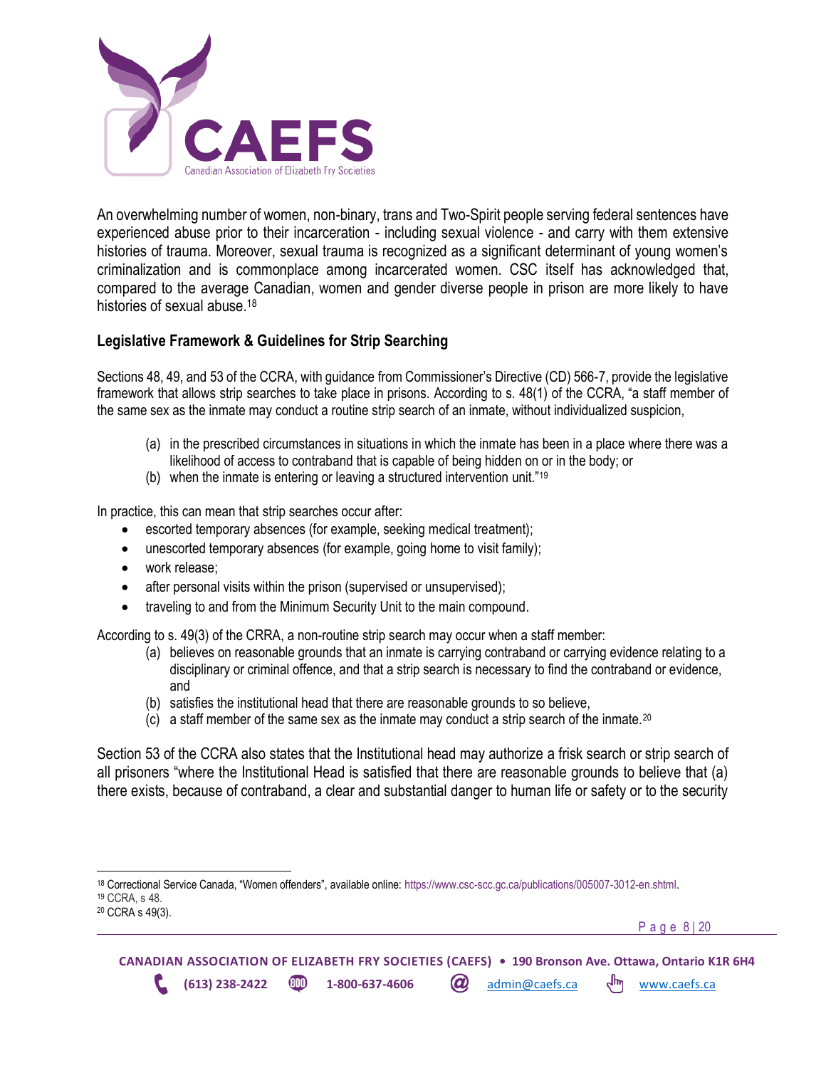An overwhelming number of women, non-binary, trans and Two-Spirit people serving federal sentences have experienced abuse prior to their incarceration - including sexual violence - and carry with them extensive histories of trauma. Moreover, sexual trauma is recognized as a significant determinant of young women's criminalization and is commonplace among incarcerated women. CSC itself has acknowledged that, compared to the average Canadian, women and gender diverse people in prison are more likely to have histories of sexual abuse.[18]

### Legislative Framework & Guidelines for Strip Searching

Sections 48, 49, and 53 of the CCRA, with guidance from Commissioner's Directive (CD) 566-7, provide the legislative framework that allows strip searches to take place in prisons. According to s. 48(1) of the CCRA, "a staff member of the same sex as the inmate may conduct a routine strip search of an inmate, without individualized suspicion,

(a) in the prescribed circumstances in situations in which the inmate has been in a place where there was a likelihood of access to contraband that is capable of being hidden on or in the body; or
(b) when the inmate is entering or leaving a structured intervention unit."[19]

In practice, this can mean that strip searches occur after:

- escorted temporary absences (for example, seeking medical treatment);
- unescorted temporary absences (for example, going home to visit family);
- work release;
- after personal visits within the prison (supervised or unsupervised);
- traveling to and from the Minimum Security Unit to the main compound.

According to s. 49(3) of the CRRA, a non-routine strip search may occur when a staff member:

(a) believes on reasonable grounds that an inmate is carrying contraband or carrying evidence relating to a disciplinary or criminal offence, and that a strip search is necessary to find the contraband or evidence, and
(b) satisfies the institutional head that there are reasonable grounds to so believe,
(c) a staff member of the same sex as the inmate may conduct a strip search of the inmate.[20]

Section 53 of the CCRA also states that the Institutional head may authorize a frisk search or strip search of all prisoners "where the Institutional Head is satisfied that there are reasonable grounds to believe that (a) there exists, because of contraband, a clear and substantial danger to human life or safety or to the security

---

[18] Correctional Service Canada, "Women offenders", available online: https://www.csc-scc.gc.ca/publications/005007-3012-en.shtml.
[19] CCRA, s 48.
[20] CCRA s 49(3).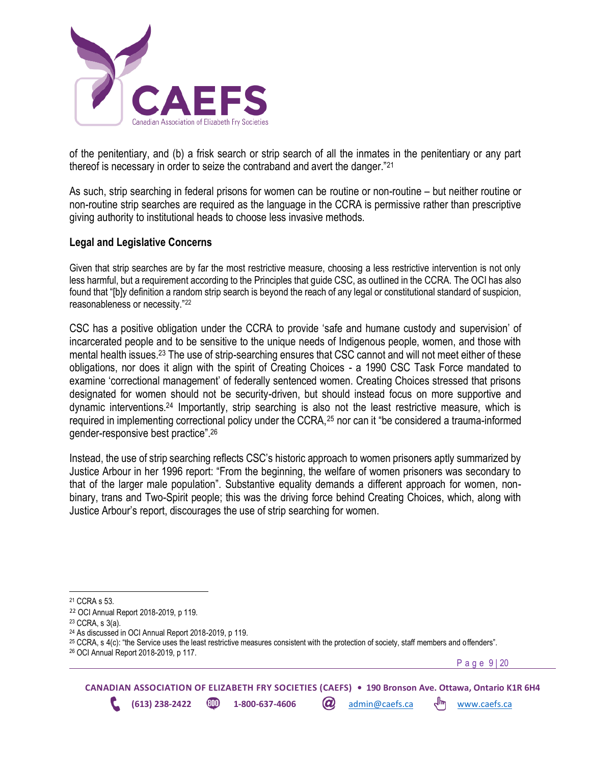of the penitentiary, and (b) a frisk search or strip search of all the inmates in the penitentiary or any part thereof is necessary in order to seize the contraband and avert the danger."[21]

As such, strip searching in federal prisons for women can be routine or non-routine – but neither routine or non-routine strip searches are required as the language in the CCRA is permissive rather than prescriptive giving authority to institutional heads to choose less invasive methods.

## Legal and Legislative Concerns

Given that strip searches are by far the most restrictive measure, choosing a less restrictive intervention is not only less harmful, but a requirement according to the Principles that guide CSC, as outlined in the CCRA. The OCI has also found that "[b]y definition a random strip search is beyond the reach of any legal or constitutional standard of suspicion, reasonableness or necessity."[22]

CSC has a positive obligation under the CCRA to provide 'safe and humane custody and supervision' of incarcerated people and to be sensitive to the unique needs of Indigenous people, women, and those with mental health issues.[23] The use of strip-searching ensures that CSC cannot and will not meet either of these obligations, nor does it align with the spirit of Creating Choices - a 1990 CSC Task Force mandated to examine 'correctional management' of federally sentenced women. Creating Choices stressed that prisons designated for women should not be security-driven, but should instead focus on more supportive and dynamic interventions.[24] Importantly, strip searching is also not the least restrictive measure, which is required in implementing correctional policy under the CCRA,[25] nor can it "be considered a trauma-informed gender-responsive best practice".[26]

Instead, the use of strip searching reflects CSC's historic approach to women prisoners aptly summarized by Justice Arbour in her 1996 report: "From the beginning, the welfare of women prisoners was secondary to that of the larger male population". Substantive equality demands a different approach for women, non-binary, trans and Two-Spirit people; this was the driving force behind Creating Choices, which, along with Justice Arbour's report, discourages the use of strip searching for women.

---

[21] CCRA s 53.

[22] OCI Annual Report 2018-2019, p 119.

[23] CCRA, s 3(a).

[24] As discussed in OCI Annual Report 2018-2019, p 119.

[25] CCRA, s 4(c): "the Service uses the least restrictive measures consistent with the protection of society, staff members and offenders".

[26] OCI Annual Report 2018-2019, p 117.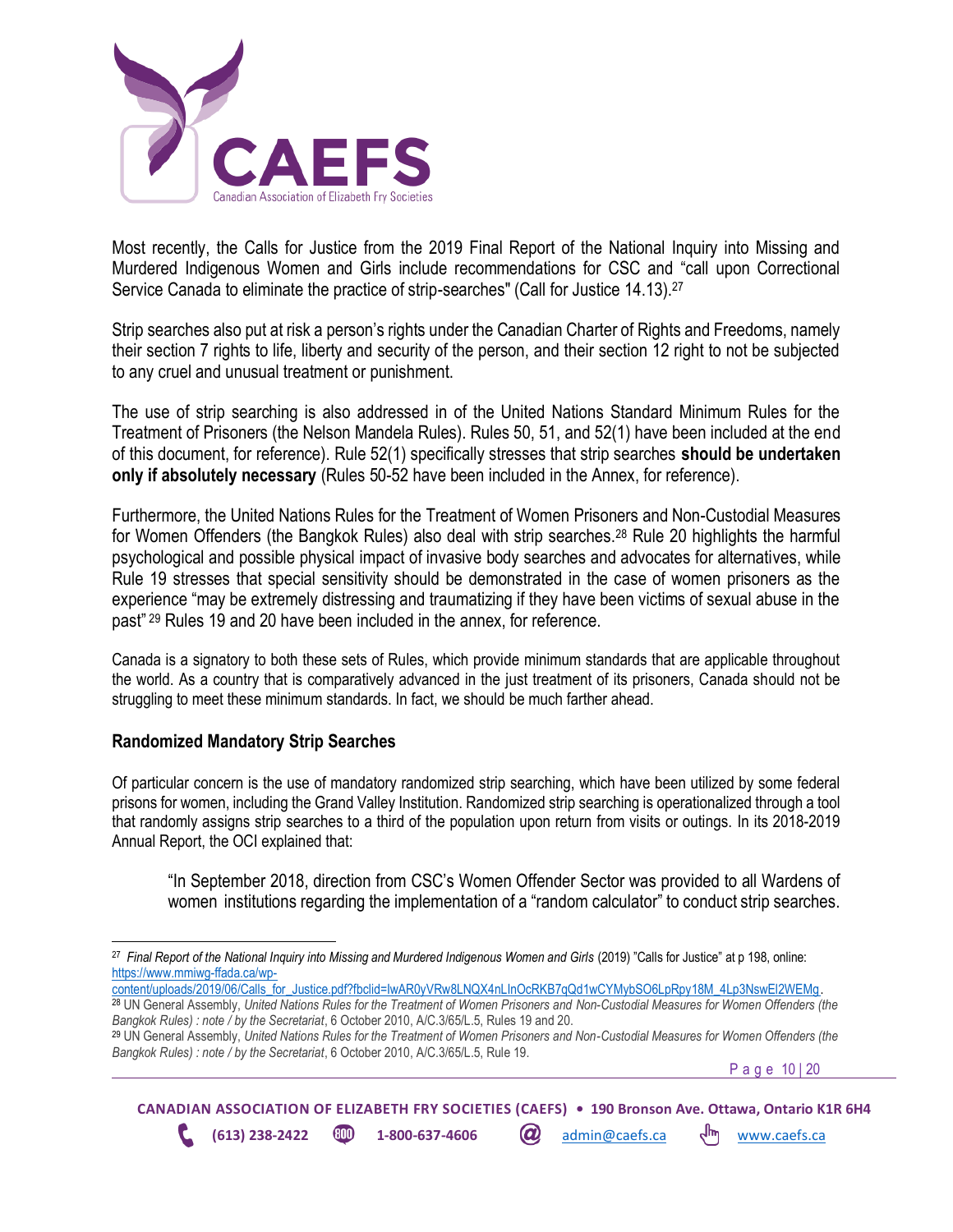Most recently, the Calls for Justice from the 2019 Final Report of the National Inquiry into Missing and Murdered Indigenous Women and Girls include recommendations for CSC and "call upon Correctional Service Canada to eliminate the practice of strip-searches" (Call for Justice 14.13).[27]

Strip searches also put at risk a person's rights under the Canadian Charter of Rights and Freedoms, namely their section 7 rights to life, liberty and security of the person, and their section 12 right to not be subjected to any cruel and unusual treatment or punishment.

The use of strip searching is also addressed in of the United Nations Standard Minimum Rules for the Treatment of Prisoners (the Nelson Mandela Rules). Rules 50, 51, and 52(1) have been included at the end of this document, for reference). Rule 52(1) specifically stresses that strip searches **should be undertaken only if absolutely necessary** (Rules 50-52 have been included in the Annex, for reference).

Furthermore, the United Nations Rules for the Treatment of Women Prisoners and Non-Custodial Measures for Women Offenders (the Bangkok Rules) also deal with strip searches.[28] Rule 20 highlights the harmful psychological and possible physical impact of invasive body searches and advocates for alternatives, while Rule 19 stresses that special sensitivity should be demonstrated in the case of women prisoners as the experience "may be extremely distressing and traumatizing if they have been victims of sexual abuse in the past"[29] Rules 19 and 20 have been included in the annex, for reference.

Canada is a signatory to both these sets of Rules, which provide minimum standards that are applicable throughout the world. As a country that is comparatively advanced in the just treatment of its prisoners, Canada should not be struggling to meet these minimum standards. In fact, we should be much farther ahead.

### Randomized Mandatory Strip Searches

Of particular concern is the use of mandatory randomized strip searching, which have been utilized by some federal prisons for women, including the Grand Valley Institution. Randomized strip searching is operationalized through a tool that randomly assigns strip searches to a third of the population upon return from visits or outings. In its 2018-2019 Annual Report, the OCI explained that:

> "In September 2018, direction from CSC's Women Offender Sector was provided to all Wardens of women institutions regarding the implementation of a "random calculator" to conduct strip searches.

---

[27] *Final Report of the National Inquiry into Missing and Murdered Indigenous Women and Girls* (2019) "Calls for Justice" at p 198, online: https://www.mmiwg-ffada.ca/wp-content/uploads/2019/06/Calls_for_Justice.pdf?fbclid=IwAR0yVRw8LNQX4nLlnOcRKB7qQd1wCYMybSO6LpRpy18M_4Lp3NswEl2WEMg.

[28] UN General Assembly, *United Nations Rules for the Treatment of Women Prisoners and Non-Custodial Measures for Women Offenders (the Bangkok Rules) : note / by the Secretariat*, 6 October 2010, A/C.3/65/L.5, Rules 19 and 20.

[29] UN General Assembly, *United Nations Rules for the Treatment of Women Prisoners and Non-Custodial Measures for Women Offenders (the Bangkok Rules) : note / by the Secretariat*, 6 October 2010, A/C.3/65/L.5, Rule 19.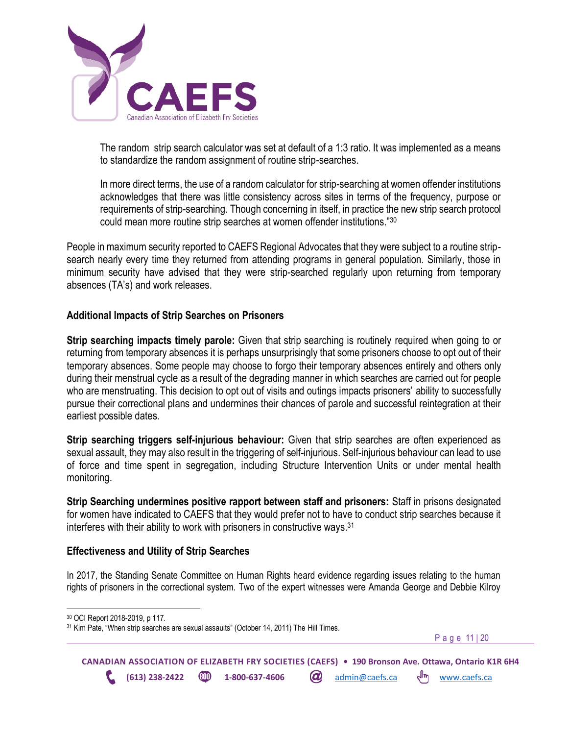> The random strip search calculator was set at default of a 1:3 ratio. It was implemented as a means to standardize the random assignment of routine strip-searches.
>
> In more direct terms, the use of a random calculator for strip-searching at women offender institutions acknowledges that there was little consistency across sites in terms of the frequency, purpose or requirements of strip-searching. Though concerning in itself, in practice the new strip search protocol could mean more routine strip searches at women offender institutions."[30]

People in maximum security reported to CAEFS Regional Advocates that they were subject to a routine strip-search nearly every time they returned from attending programs in general population. Similarly, those in minimum security have advised that they were strip-searched regularly upon returning from temporary absences (TA's) and work releases.

### Additional Impacts of Strip Searches on Prisoners

**Strip searching impacts timely parole:** Given that strip searching is routinely required when going to or returning from temporary absences it is perhaps unsurprisingly that some prisoners choose to opt out of their temporary absences. Some people may choose to forgo their temporary absences entirely and others only during their menstrual cycle as a result of the degrading manner in which searches are carried out for people who are menstruating. This decision to opt out of visits and outings impacts prisoners' ability to successfully pursue their correctional plans and undermines their chances of parole and successful reintegration at their earliest possible dates.

**Strip searching triggers self-injurious behaviour:** Given that strip searches are often experienced as sexual assault, they may also result in the triggering of self-injurious. Self-injurious behaviour can lead to use of force and time spent in segregation, including Structure Intervention Units or under mental health monitoring.

**Strip Searching undermines positive rapport between staff and prisoners:** Staff in prisons designated for women have indicated to CAEFS that they would prefer not to have to conduct strip searches because it interferes with their ability to work with prisoners in constructive ways.[31]

### Effectiveness and Utility of Strip Searches

In 2017, the Standing Senate Committee on Human Rights heard evidence regarding issues relating to the human rights of prisoners in the correctional system. Two of the expert witnesses were Amanda George and Debbie Kilroy

---

[30] OCI Report 2018-2019, p 117.

[31] Kim Pate, "When strip searches are sexual assaults" (October 14, 2011) The Hill Times.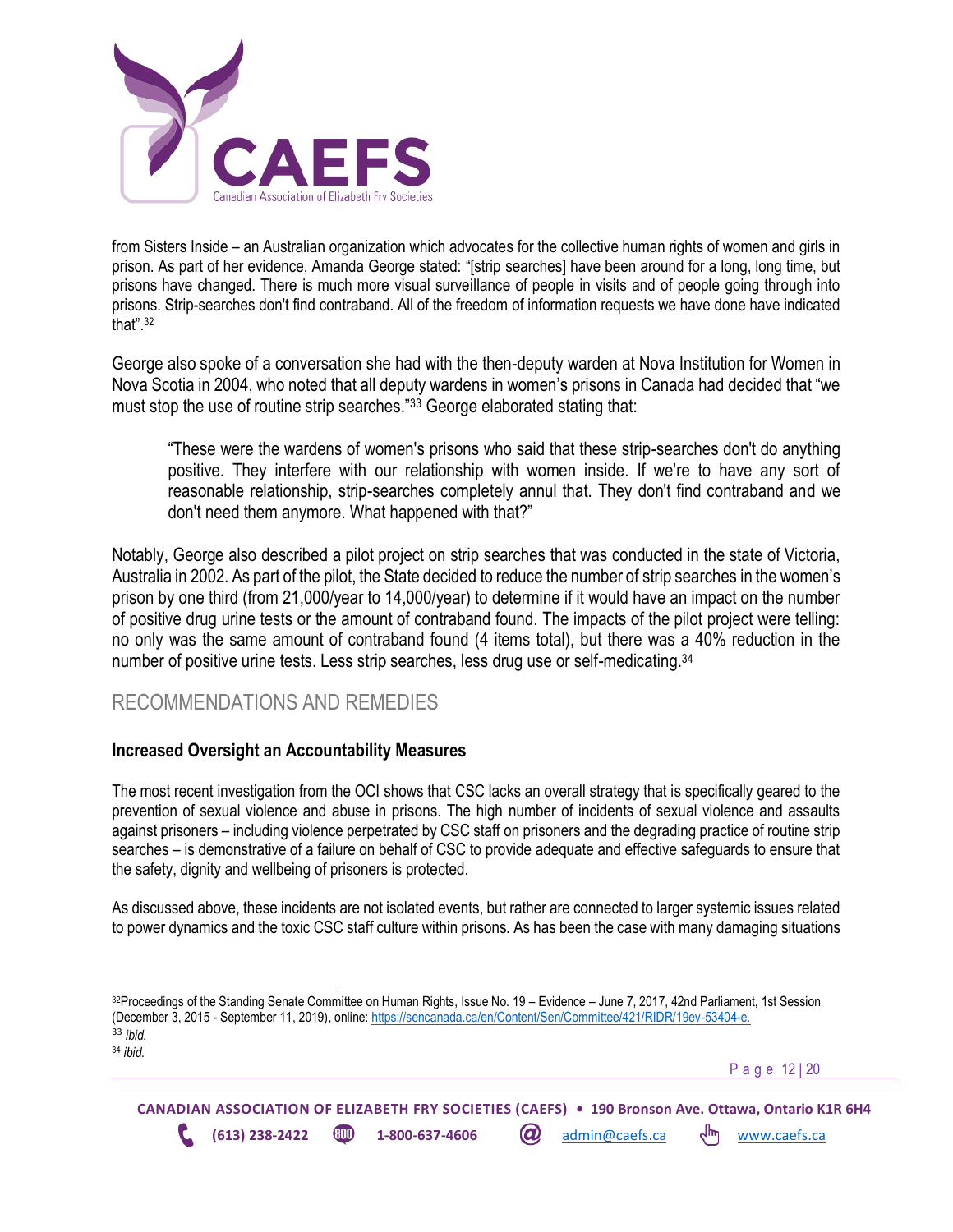from Sisters Inside – an Australian organization which advocates for the collective human rights of women and girls in prison. As part of her evidence, Amanda George stated: "[strip searches] have been around for a long, long time, but prisons have changed. There is much more visual surveillance of people in visits and of people going through into prisons. Strip-searches don't find contraband. All of the freedom of information requests we have done have indicated that".[32]

George also spoke of a conversation she had with the then-deputy warden at Nova Institution for Women in Nova Scotia in 2004, who noted that all deputy wardens in women's prisons in Canada had decided that "we must stop the use of routine strip searches."[33] George elaborated stating that:

> "These were the wardens of women's prisons who said that these strip-searches don't do anything positive. They interfere with our relationship with women inside. If we're to have any sort of reasonable relationship, strip-searches completely annul that. They don't find contraband and we don't need them anymore. What happened with that?"

Notably, George also described a pilot project on strip searches that was conducted in the state of Victoria, Australia in 2002. As part of the pilot, the State decided to reduce the number of strip searches in the women's prison by one third (from 21,000/year to 14,000/year) to determine if it would have an impact on the number of positive drug urine tests or the amount of contraband found. The impacts of the pilot project were telling: no only was the same amount of contraband found (4 items total), but there was a 40% reduction in the number of positive urine tests. Less strip searches, less drug use or self-medicating.[34]

## RECOMMENDATIONS AND REMEDIES

### Increased Oversight an Accountability Measures

The most recent investigation from the OCI shows that CSC lacks an overall strategy that is specifically geared to the prevention of sexual violence and abuse in prisons. The high number of incidents of sexual violence and assaults against prisoners – including violence perpetrated by CSC staff on prisoners and the degrading practice of routine strip searches – is demonstrative of a failure on behalf of CSC to provide adequate and effective safeguards to ensure that the safety, dignity and wellbeing of prisoners is protected.

As discussed above, these incidents are not isolated events, but rather are connected to larger systemic issues related to power dynamics and the toxic CSC staff culture within prisons. As has been the case with many damaging situations

---

[32] Proceedings of the Standing Senate Committee on Human Rights, Issue No. 19 – Evidence – June 7, 2017, 42nd Parliament, 1st Session (December 3, 2015 - September 11, 2019), online: https://sencanada.ca/en/Content/Sen/Committee/421/RIDR/19ev-53404-e.

[33] *ibid.*

[34] *ibid.*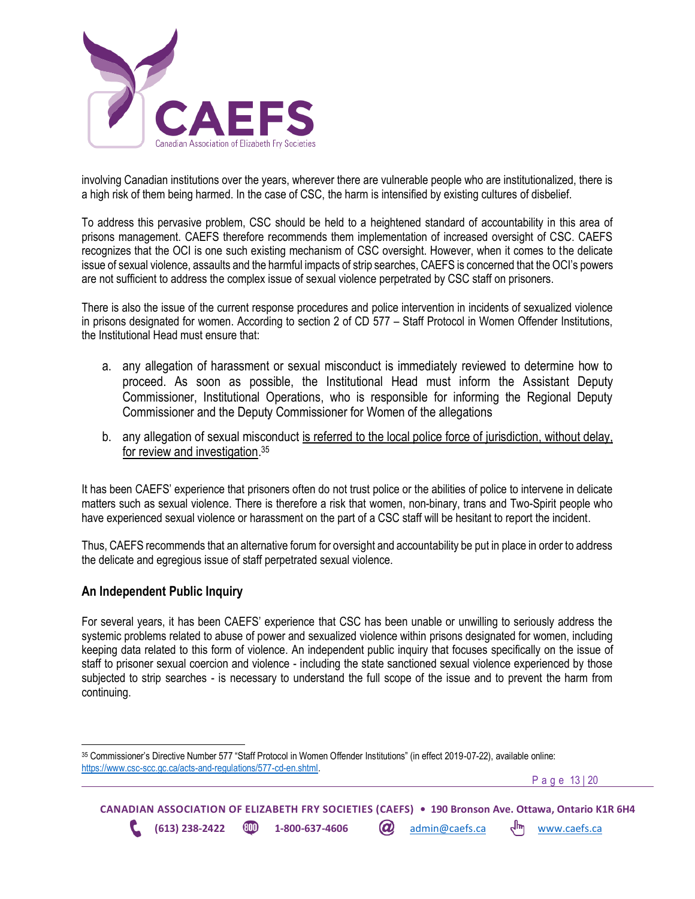involving Canadian institutions over the years, wherever there are vulnerable people who are institutionalized, there is a high risk of them being harmed. In the case of CSC, the harm is intensified by existing cultures of disbelief.

To address this pervasive problem, CSC should be held to a heightened standard of accountability in this area of prisons management. CAEFS therefore recommends them implementation of increased oversight of CSC. CAEFS recognizes that the OCI is one such existing mechanism of CSC oversight. However, when it comes to the delicate issue of sexual violence, assaults and the harmful impacts of strip searches, CAEFS is concerned that the OCI's powers are not sufficient to address the complex issue of sexual violence perpetrated by CSC staff on prisoners.

There is also the issue of the current response procedures and police intervention in incidents of sexualized violence in prisons designated for women. According to section 2 of CD 577 – Staff Protocol in Women Offender Institutions, the Institutional Head must ensure that:

a. any allegation of harassment or sexual misconduct is immediately reviewed to determine how to proceed. As soon as possible, the Institutional Head must inform the Assistant Deputy Commissioner, Institutional Operations, who is responsible for informing the Regional Deputy Commissioner and the Deputy Commissioner for Women of the allegations

b. any allegation of sexual misconduct <u>is referred to the local police force of jurisdiction, without delay, for review and investigation</u>.[35]

It has been CAEFS' experience that prisoners often do not trust police or the abilities of police to intervene in delicate matters such as sexual violence. There is therefore a risk that women, non-binary, trans and Two-Spirit people who have experienced sexual violence or harassment on the part of a CSC staff will be hesitant to report the incident.

Thus, CAEFS recommends that an alternative forum for oversight and accountability be put in place in order to address the delicate and egregious issue of staff perpetrated sexual violence.

## An Independent Public Inquiry

For several years, it has been CAEFS' experience that CSC has been unable or unwilling to seriously address the systemic problems related to abuse of power and sexualized violence within prisons designated for women, including keeping data related to this form of violence. An independent public inquiry that focuses specifically on the issue of staff to prisoner sexual coercion and violence - including the state sanctioned sexual violence experienced by those subjected to strip searches - is necessary to understand the full scope of the issue and to prevent the harm from continuing.

---

[35] Commissioner's Directive Number 577 "Staff Protocol in Women Offender Institutions" (in effect 2019-07-22), available online: https://www.csc-scc.gc.ca/acts-and-regulations/577-cd-en.shtml.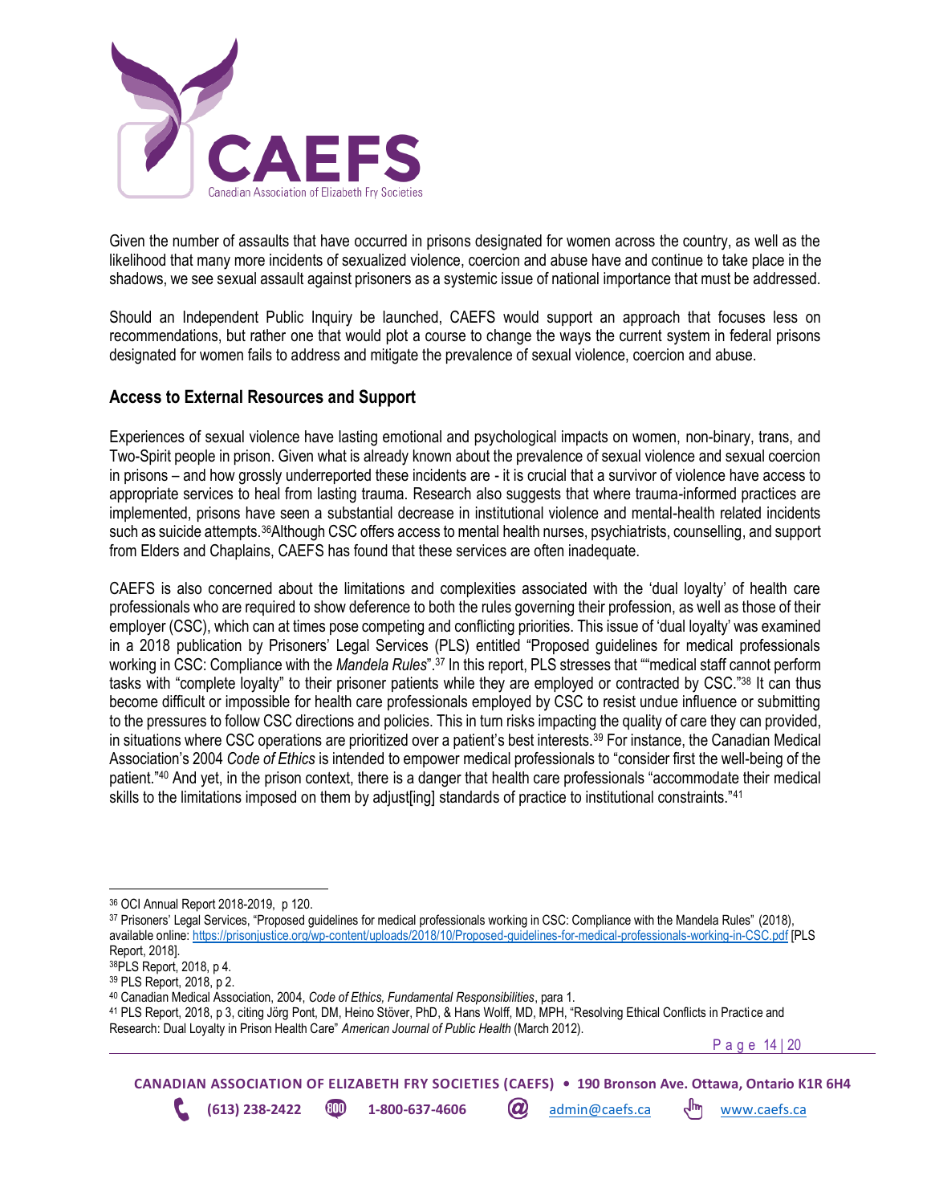Given the number of assaults that have occurred in prisons designated for women across the country, as well as the likelihood that many more incidents of sexualized violence, coercion and abuse have and continue to take place in the shadows, we see sexual assault against prisoners as a systemic issue of national importance that must be addressed.

Should an Independent Public Inquiry be launched, CAEFS would support an approach that focuses less on recommendations, but rather one that would plot a course to change the ways the current system in federal prisons designated for women fails to address and mitigate the prevalence of sexual violence, coercion and abuse.

## Access to External Resources and Support

Experiences of sexual violence have lasting emotional and psychological impacts on women, non-binary, trans, and Two-Spirit people in prison. Given what is already known about the prevalence of sexual violence and sexual coercion in prisons – and how grossly underreported these incidents are - it is crucial that a survivor of violence has access to appropriate services to heal from lasting trauma. Research also suggests that where trauma-informed practices are implemented, prisons have seen a substantial decrease in institutional violence and mental-health related incidents such as suicide attempts.[36]Although CSC offers access to mental health nurses, psychiatrists, counselling, and support from Elders and Chaplains, CAEFS has found that these services are often inadequate.

CAEFS is also concerned about the limitations and complexities associated with the 'dual loyalty' of health care professionals who are required to show deference to both the rules governing their profession, as well as those of their employer (CSC), which can at times pose competing and conflicting priorities. This issue of 'dual loyalty' was examined in a 2018 publication by Prisoners' Legal Services (PLS) entitled "Proposed guidelines for medical professionals working in CSC: Compliance with the *Mandela Rules*".[37] In this report, PLS stresses that ""medical staff cannot perform tasks with "complete loyalty" to their prisoner patients while they are employed or contracted by CSC."[38] It can thus become difficult or impossible for health care professionals employed by CSC to resist undue influence or submitting to the pressures to follow CSC directions and policies. This in turn risks impacting the quality of care they can provided, in situations where CSC operations are prioritized over a patient's best interests.[39] For instance, the Canadian Medical Association's 2004 *Code of Ethics* is intended to empower medical professionals to "consider first the well-being of the patient."[40] And yet, in the prison context, there is a danger that health care professionals "accommodate their medical skills to the limitations imposed on them by adjust[ing] standards of practice to institutional constraints."[41]

---

[36] OCI Annual Report 2018-2019, p 120.

[37] Prisoners' Legal Services, "Proposed guidelines for medical professionals working in CSC: Compliance with the Mandela Rules" (2018), available online: https://prisonjustice.org/wp-content/uploads/2018/10/Proposed-guidelines-for-medical-professionals-working-in-CSC.pdf [PLS Report, 2018].

[38] PLS Report, 2018, p 4.

[39] PLS Report, 2018, p 2.

[40] Canadian Medical Association, 2004, *Code of Ethics, Fundamental Responsibilities*, para 1.

[41] PLS Report, 2018, p 3, citing Jörg Pont, DM, Heino Stöver, PhD, & Hans Wolff, MD, MPH, "Resolving Ethical Conflicts in Practice and Research: Dual Loyalty in Prison Health Care" *American Journal of Public Health* (March 2012).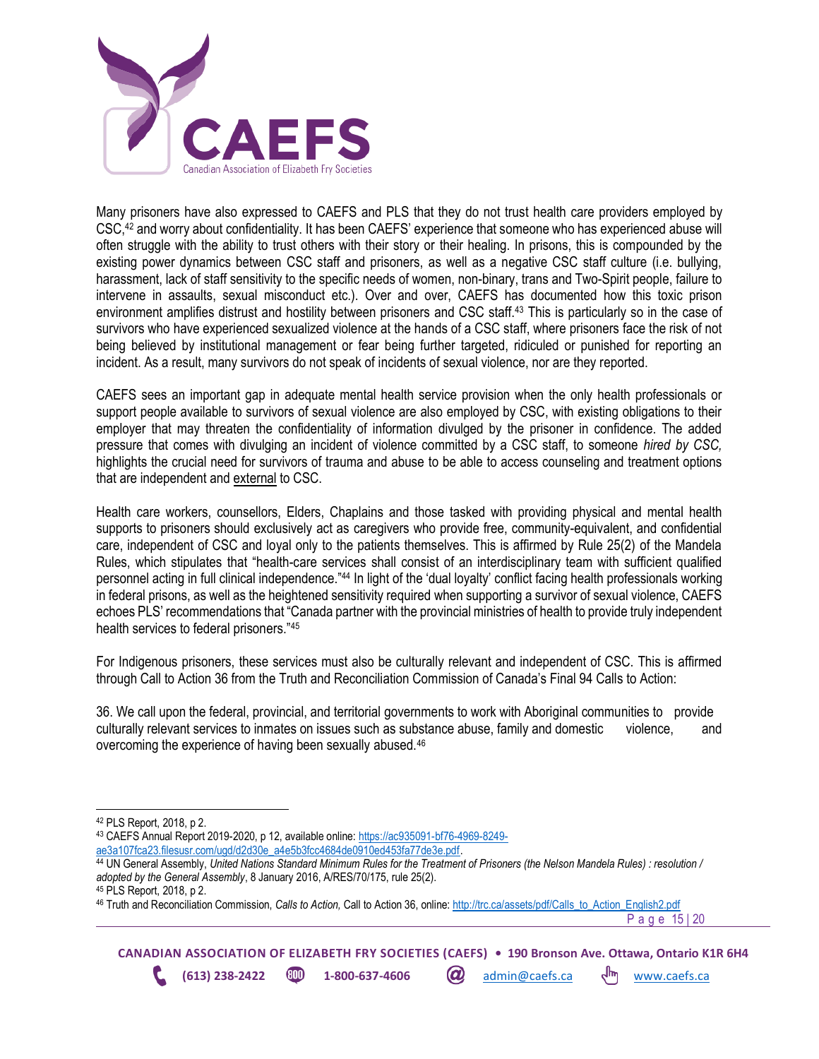Many prisoners have also expressed to CAEFS and PLS that they do not trust health care providers employed by CSC,[42] and worry about confidentiality. It has been CAEFS' experience that someone who has experienced abuse will often struggle with the ability to trust others with their story or their healing. In prisons, this is compounded by the existing power dynamics between CSC staff and prisoners, as well as a negative CSC staff culture (i.e. bullying, harassment, lack of staff sensitivity to the specific needs of women, non-binary, trans and Two-Spirit people, failure to intervene in assaults, sexual misconduct etc.). Over and over, CAEFS has documented how this toxic prison environment amplifies distrust and hostility between prisoners and CSC staff.[43] This is particularly so in the case of survivors who have experienced sexualized violence at the hands of a CSC staff, where prisoners face the risk of not being believed by institutional management or fear being further targeted, ridiculed or punished for reporting an incident. As a result, many survivors do not speak of incidents of sexual violence, nor are they reported.

CAEFS sees an important gap in adequate mental health service provision when the only health professionals or support people available to survivors of sexual violence are also employed by CSC, with existing obligations to their employer that may threaten the confidentiality of information divulged by the prisoner in confidence. The added pressure that comes with divulging an incident of violence committed by a CSC staff, to someone *hired by CSC,* highlights the crucial need for survivors of trauma and abuse to be able to access counseling and treatment options that are independent and <u>external</u> to CSC.

Health care workers, counsellors, Elders, Chaplains and those tasked with providing physical and mental health supports to prisoners should exclusively act as caregivers who provide free, community-equivalent, and confidential care, independent of CSC and loyal only to the patients themselves. This is affirmed by Rule 25(2) of the Mandela Rules, which stipulates that "health-care services shall consist of an interdisciplinary team with sufficient qualified personnel acting in full clinical independence."[44] In light of the 'dual loyalty' conflict facing health professionals working in federal prisons, as well as the heightened sensitivity required when supporting a survivor of sexual violence, CAEFS echoes PLS' recommendations that "Canada partner with the provincial ministries of health to provide truly independent health services to federal prisoners."[45]

For Indigenous prisoners, these services must also be culturally relevant and independent of CSC. This is affirmed through Call to Action 36 from the Truth and Reconciliation Commission of Canada's Final 94 Calls to Action:

36. We call upon the federal, provincial, and territorial governments to work with Aboriginal communities to provide culturally relevant services to inmates on issues such as substance abuse, family and domestic violence, and overcoming the experience of having been sexually abused.[46]

---

[42] PLS Report, 2018, p 2.

[43] CAEFS Annual Report 2019-2020, p 12, available online: https://ac935091-bf76-4969-8249-ae3a107fca23.filesusr.com/ugd/d2d30e_a4e5b3fcc4684de0910ed453fa77de3e.pdf.

[44] UN General Assembly, *United Nations Standard Minimum Rules for the Treatment of Prisoners (the Nelson Mandela Rules) : resolution / adopted by the General Assembly*, 8 January 2016, A/RES/70/175, rule 25(2).

[45] PLS Report, 2018, p 2.

[46] Truth and Reconciliation Commission, *Calls to Action,* Call to Action 36, online: http://trc.ca/assets/pdf/Calls_to_Action_English2.pdf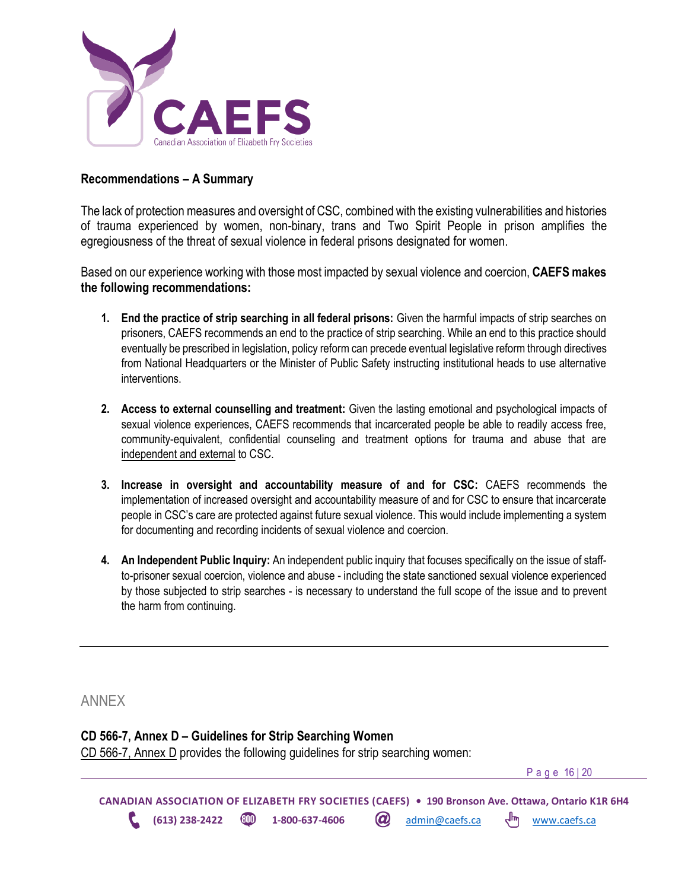## Recommendations – A Summary

The lack of protection measures and oversight of CSC, combined with the existing vulnerabilities and histories of trauma experienced by women, non-binary, trans and Two Spirit People in prison amplifies the egregiousness of the threat of sexual violence in federal prisons designated for women.

Based on our experience working with those most impacted by sexual violence and coercion, **CAEFS makes the following recommendations:**

1. **End the practice of strip searching in all federal prisons:** Given the harmful impacts of strip searches on prisoners, CAEFS recommends an end to the practice of strip searching. While an end to this practice should eventually be prescribed in legislation, policy reform can precede eventual legislative reform through directives from National Headquarters or the Minister of Public Safety instructing institutional heads to use alternative interventions.

2. **Access to external counselling and treatment:** Given the lasting emotional and psychological impacts of sexual violence experiences, CAEFS recommends that incarcerated people be able to readily access free, community-equivalent, confidential counseling and treatment options for trauma and abuse that are independent and external to CSC.

3. **Increase in oversight and accountability measure of and for CSC:** CAEFS recommends the implementation of increased oversight and accountability measure of and for CSC to ensure that incarcerate people in CSC's care are protected against future sexual violence. This would include implementing a system for documenting and recording incidents of sexual violence and coercion.

4. **An Independent Public Inquiry:** An independent public inquiry that focuses specifically on the issue of staff-to-prisoner sexual coercion, violence and abuse - including the state sanctioned sexual violence experienced by those subjected to strip searches - is necessary to understand the full scope of the issue and to prevent the harm from continuing.

---

## ANNEX

### CD 566-7, Annex D – Guidelines for Strip Searching Women

CD 566-7, Annex D provides the following guidelines for strip searching women: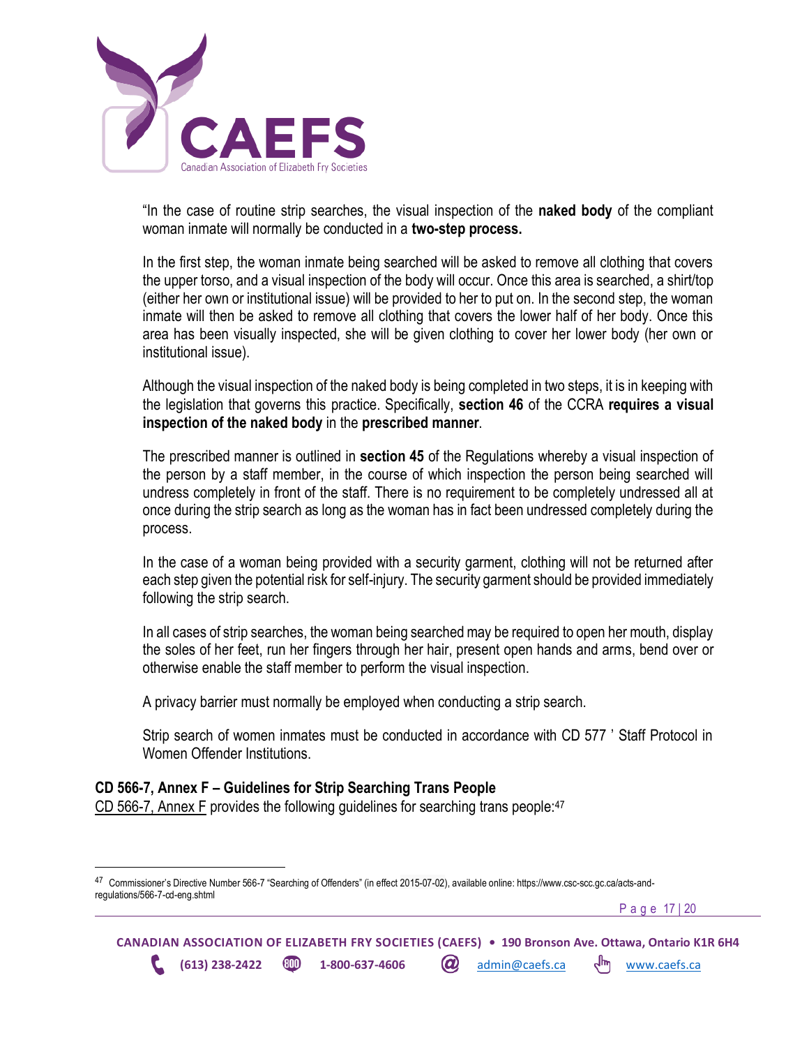"In the case of routine strip searches, the visual inspection of the **naked body** of the compliant woman inmate will normally be conducted in a **two-step process.**

In the first step, the woman inmate being searched will be asked to remove all clothing that covers the upper torso, and a visual inspection of the body will occur. Once this area is searched, a shirt/top (either her own or institutional issue) will be provided to her to put on. In the second step, the woman inmate will then be asked to remove all clothing that covers the lower half of her body. Once this area has been visually inspected, she will be given clothing to cover her lower body (her own or institutional issue).

Although the visual inspection of the naked body is being completed in two steps, it is in keeping with the legislation that governs this practice. Specifically, **section 46** of the CCRA **requires a visual inspection of the naked body** in the **prescribed manner**.

The prescribed manner is outlined in **section 45** of the Regulations whereby a visual inspection of the person by a staff member, in the course of which inspection the person being searched will undress completely in front of the staff. There is no requirement to be completely undressed all at once during the strip search as long as the woman has in fact been undressed completely during the process.

In the case of a woman being provided with a security garment, clothing will not be returned after each step given the potential risk for self-injury. The security garment should be provided immediately following the strip search.

In all cases of strip searches, the woman being searched may be required to open her mouth, display the soles of her feet, run her fingers through her hair, present open hands and arms, bend over or otherwise enable the staff member to perform the visual inspection.

A privacy barrier must normally be employed when conducting a strip search.

Strip search of women inmates must be conducted in accordance with CD 577 ' Staff Protocol in Women Offender Institutions.

**CD 566-7, Annex F – Guidelines for Strip Searching Trans People**

CD 566-7, Annex F provides the following guidelines for searching trans people:[47]

---

[47] Commissioner's Directive Number 566-7 "Searching of Offenders" (in effect 2015-07-02), available online: https://www.csc-scc.gc.ca/acts-and-regulations/566-7-cd-eng.shtml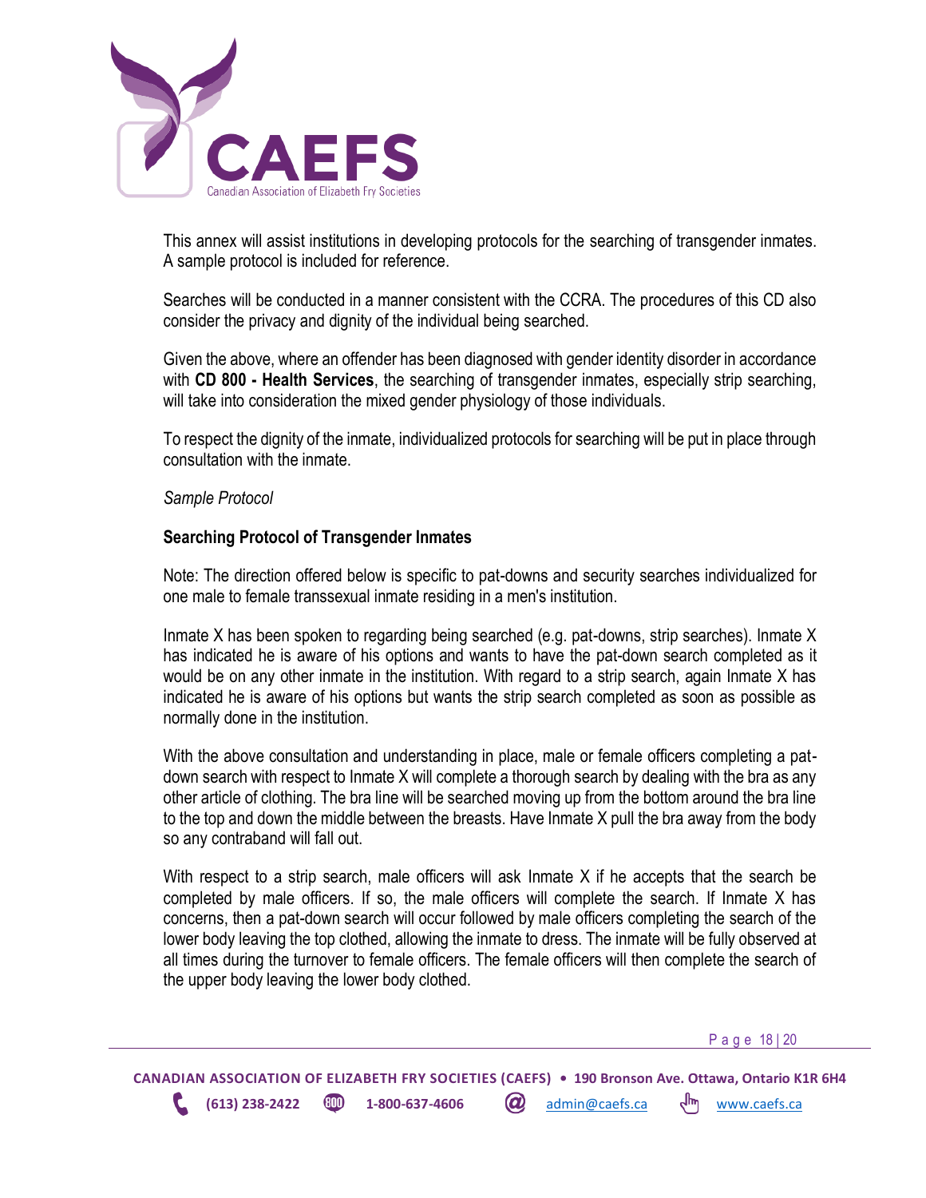This annex will assist institutions in developing protocols for the searching of transgender inmates. A sample protocol is included for reference.

Searches will be conducted in a manner consistent with the CCRA. The procedures of this CD also consider the privacy and dignity of the individual being searched.

Given the above, where an offender has been diagnosed with gender identity disorder in accordance with **CD 800 - Health Services**, the searching of transgender inmates, especially strip searching, will take into consideration the mixed gender physiology of those individuals.

To respect the dignity of the inmate, individualized protocols for searching will be put in place through consultation with the inmate.

*Sample Protocol*

**Searching Protocol of Transgender Inmates**

Note: The direction offered below is specific to pat-downs and security searches individualized for one male to female transsexual inmate residing in a men's institution.

Inmate X has been spoken to regarding being searched (e.g. pat-downs, strip searches). Inmate X has indicated he is aware of his options and wants to have the pat-down search completed as it would be on any other inmate in the institution. With regard to a strip search, again Inmate X has indicated he is aware of his options but wants the strip search completed as soon as possible as normally done in the institution.

With the above consultation and understanding in place, male or female officers completing a pat-down search with respect to Inmate X will complete a thorough search by dealing with the bra as any other article of clothing. The bra line will be searched moving up from the bottom around the bra line to the top and down the middle between the breasts. Have Inmate X pull the bra away from the body so any contraband will fall out.

With respect to a strip search, male officers will ask Inmate X if he accepts that the search be completed by male officers. If so, the male officers will complete the search. If Inmate X has concerns, then a pat-down search will occur followed by male officers completing the search of the lower body leaving the top clothed, allowing the inmate to dress. The inmate will be fully observed at all times during the turnover to female officers. The female officers will then complete the search of the upper body leaving the lower body clothed.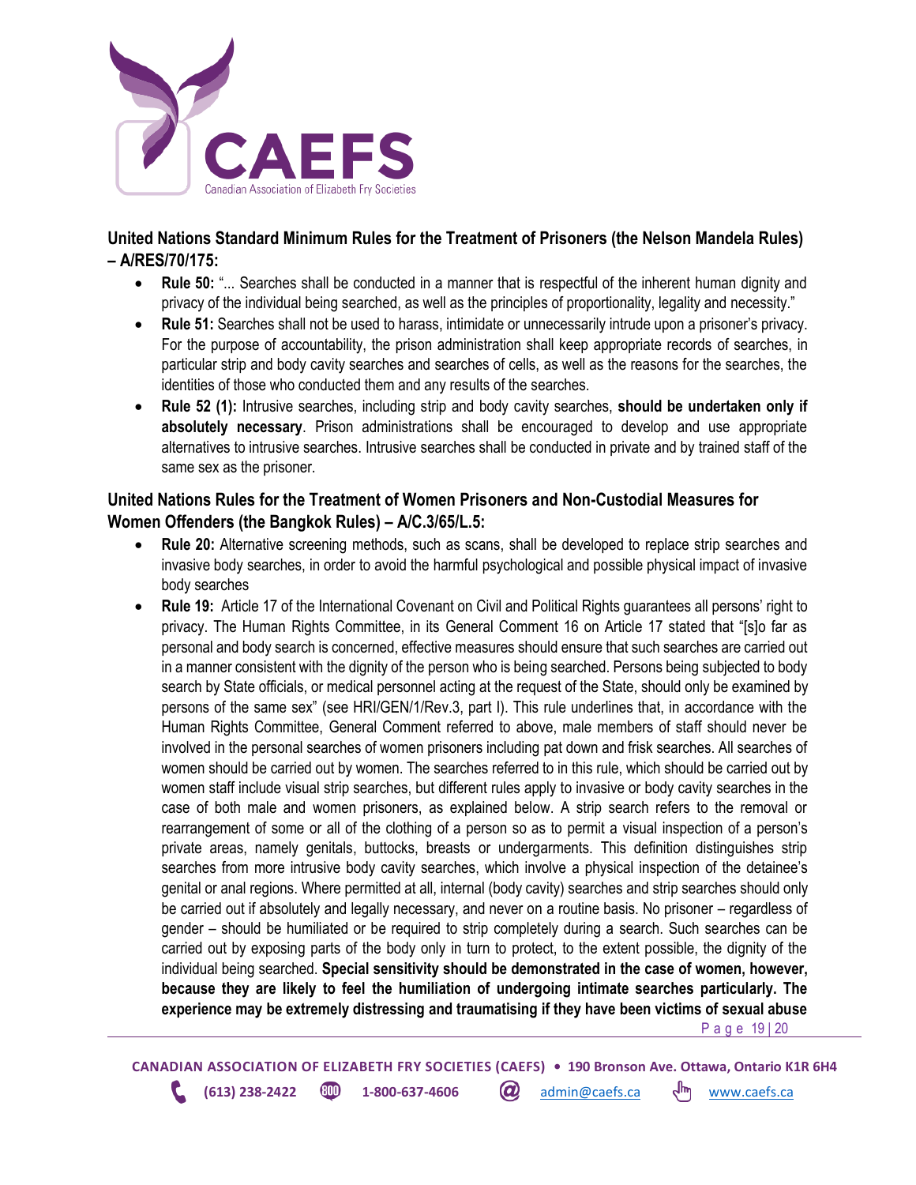### United Nations Standard Minimum Rules for the Treatment of Prisoners (the Nelson Mandela Rules) – A/RES/70/175:

- **Rule 50:** "... Searches shall be conducted in a manner that is respectful of the inherent human dignity and privacy of the individual being searched, as well as the principles of proportionality, legality and necessity."
- **Rule 51:** Searches shall not be used to harass, intimidate or unnecessarily intrude upon a prisoner's privacy. For the purpose of accountability, the prison administration shall keep appropriate records of searches, in particular strip and body cavity searches and searches of cells, as well as the reasons for the searches, the identities of those who conducted them and any results of the searches.
- **Rule 52 (1):** Intrusive searches, including strip and body cavity searches, **should be undertaken only if absolutely necessary**. Prison administrations shall be encouraged to develop and use appropriate alternatives to intrusive searches. Intrusive searches shall be conducted in private and by trained staff of the same sex as the prisoner.

### United Nations Rules for the Treatment of Women Prisoners and Non-Custodial Measures for Women Offenders (the Bangkok Rules) – A/C.3/65/L.5:

- **Rule 20:** Alternative screening methods, such as scans, shall be developed to replace strip searches and invasive body searches, in order to avoid the harmful psychological and possible physical impact of invasive body searches
- **Rule 19:** Article 17 of the International Covenant on Civil and Political Rights guarantees all persons' right to privacy. The Human Rights Committee, in its General Comment 16 on Article 17 stated that "[s]o far as personal and body search is concerned, effective measures should ensure that such searches are carried out in a manner consistent with the dignity of the person who is being searched. Persons being subjected to body search by State officials, or medical personnel acting at the request of the State, should only be examined by persons of the same sex" (see HRI/GEN/1/Rev.3, part I). This rule underlines that, in accordance with the Human Rights Committee, General Comment referred to above, male members of staff should never be involved in the personal searches of women prisoners including pat down and frisk searches. All searches of women should be carried out by women. The searches referred to in this rule, which should be carried out by women staff include visual strip searches, but different rules apply to invasive or body cavity searches in the case of both male and women prisoners, as explained below. A strip search refers to the removal or rearrangement of some or all of the clothing of a person so as to permit a visual inspection of a person's private areas, namely genitals, buttocks, breasts or undergarments. This definition distinguishes strip searches from more intrusive body cavity searches, which involve a physical inspection of the detainee's genital or anal regions. Where permitted at all, internal (body cavity) searches and strip searches should only be carried out if absolutely and legally necessary, and never on a routine basis. No prisoner – regardless of gender – should be humiliated or be required to strip completely during a search. Such searches can be carried out by exposing parts of the body only in turn to protect, to the extent possible, the dignity of the individual being searched. **Special sensitivity should be demonstrated in the case of women, however, because they are likely to feel the humiliation of undergoing intimate searches particularly. The experience may be extremely distressing and traumatising if they have been victims of sexual abuse**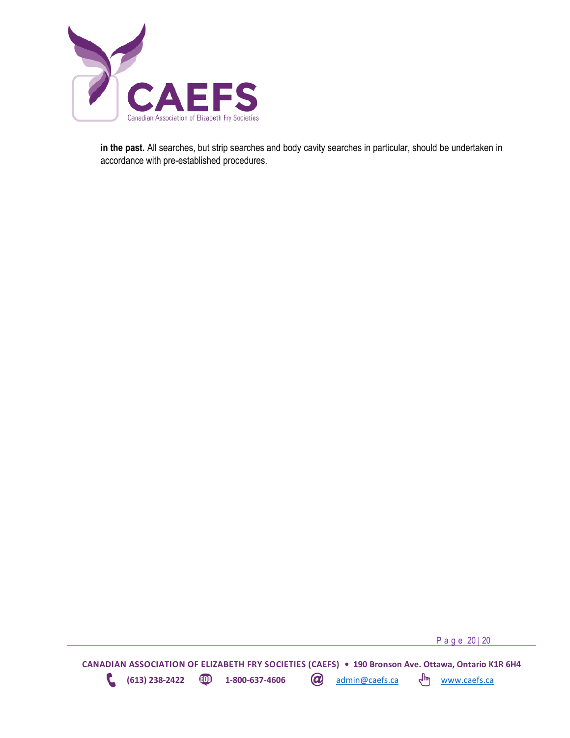**in the past.** All searches, but strip searches and body cavity searches in particular, should be undertaken in accordance with pre-established procedures.